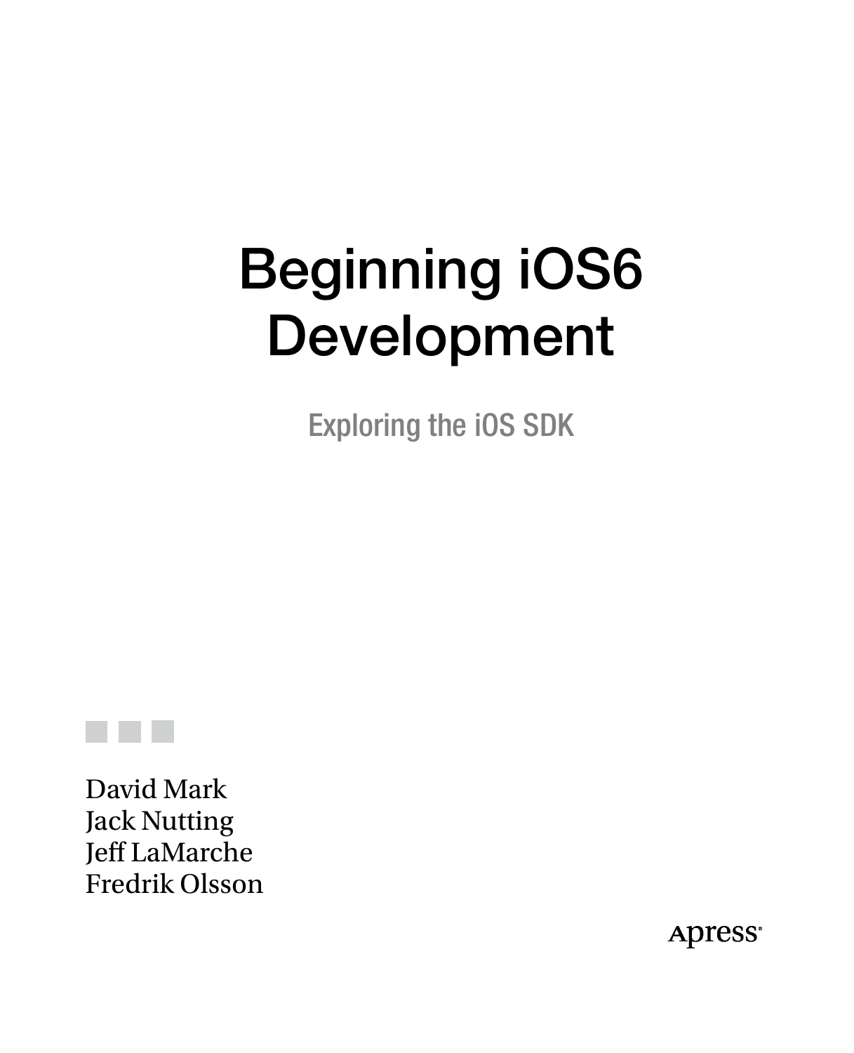# Beginning iOS6 Development

## Exploring the iOS SDK

David Mark
Jack Nutting
Jeff LaMarche
Fredrik Olsson

Apress®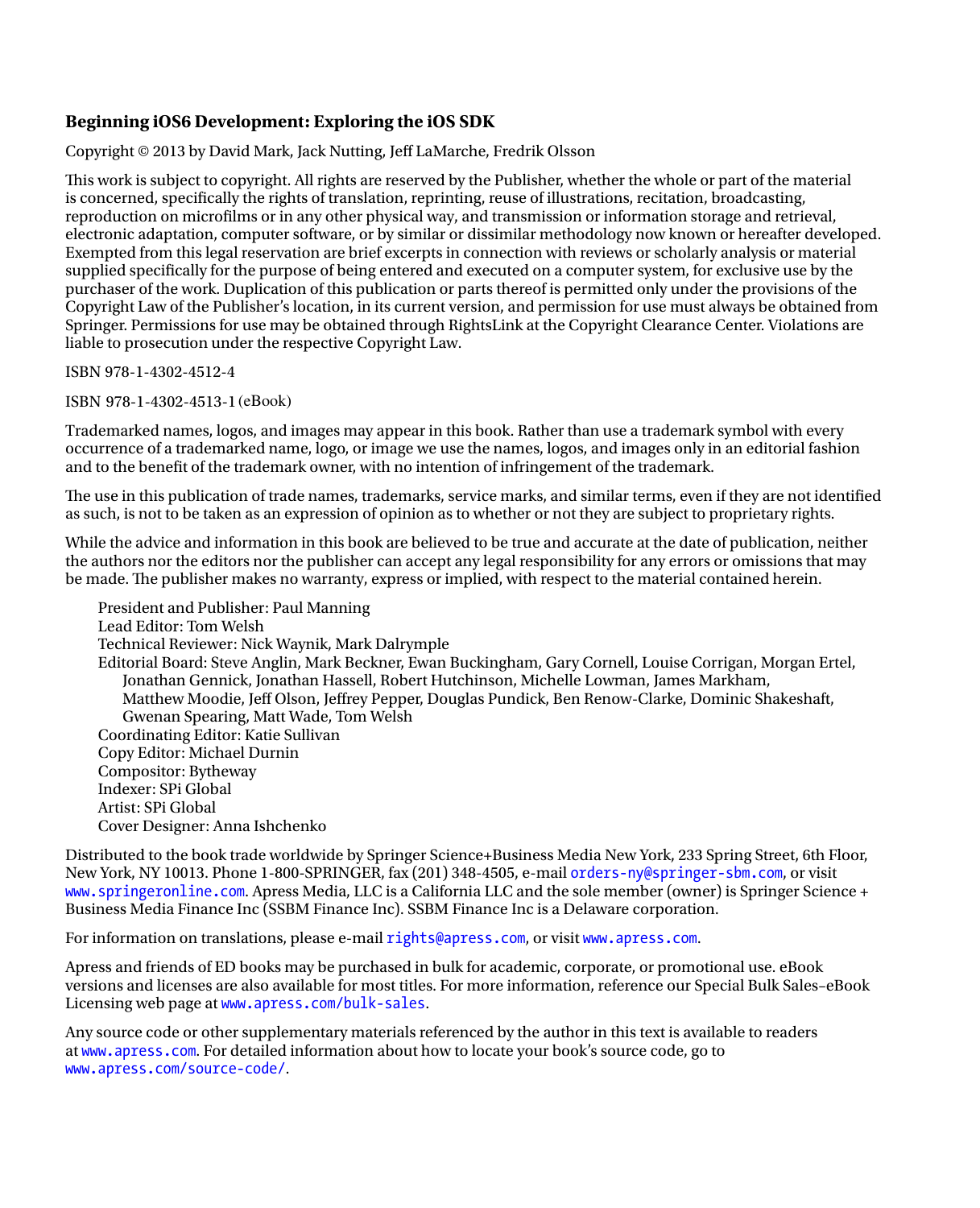**Beginning iOS6 Development: Exploring the iOS SDK**

Copyright © 2013 by David Mark, Jack Nutting, Jeff LaMarche, Fredrik Olsson

This work is subject to copyright. All rights are reserved by the Publisher, whether the whole or part of the material is concerned, specifically the rights of translation, reprinting, reuse of illustrations, recitation, broadcasting, reproduction on microfilms or in any other physical way, and transmission or information storage and retrieval, electronic adaptation, computer software, or by similar or dissimilar methodology now known or hereafter developed. Exempted from this legal reservation are brief excerpts in connection with reviews or scholarly analysis or material supplied specifically for the purpose of being entered and executed on a computer system, for exclusive use by the purchaser of the work. Duplication of this publication or parts thereof is permitted only under the provisions of the Copyright Law of the Publisher's location, in its current version, and permission for use must always be obtained from Springer. Permissions for use may be obtained through RightsLink at the Copyright Clearance Center. Violations are liable to prosecution under the respective Copyright Law.

ISBN 978-1-4302-4512-4

ISBN 978-1-4302-4513-1 (eBook)

Trademarked names, logos, and images may appear in this book. Rather than use a trademark symbol with every occurrence of a trademarked name, logo, or image we use the names, logos, and images only in an editorial fashion and to the benefit of the trademark owner, with no intention of infringement of the trademark.

The use in this publication of trade names, trademarks, service marks, and similar terms, even if they are not identified as such, is not to be taken as an expression of opinion as to whether or not they are subject to proprietary rights.

While the advice and information in this book are believed to be true and accurate at the date of publication, neither the authors nor the editors nor the publisher can accept any legal responsibility for any errors or omissions that may be made. The publisher makes no warranty, express or implied, with respect to the material contained herein.

President and Publisher: Paul Manning
Lead Editor: Tom Welsh
Technical Reviewer: Nick Waynik, Mark Dalrymple
Editorial Board: Steve Anglin, Mark Beckner, Ewan Buckingham, Gary Cornell, Louise Corrigan, Morgan Ertel, Jonathan Gennick, Jonathan Hassell, Robert Hutchinson, Michelle Lowman, James Markham, Matthew Moodie, Jeff Olson, Jeffrey Pepper, Douglas Pundick, Ben Renow-Clarke, Dominic Shakeshaft, Gwenan Spearing, Matt Wade, Tom Welsh
Coordinating Editor: Katie Sullivan
Copy Editor: Michael Durnin
Compositor: Bytheway
Indexer: SPi Global
Artist: SPi Global
Cover Designer: Anna Ishchenko

Distributed to the book trade worldwide by Springer Science+Business Media New York, 233 Spring Street, 6th Floor, New York, NY 10013. Phone 1-800-SPRINGER, fax (201) 348-4505, e-mail orders-ny@springer-sbm.com, or visit www.springeronline.com. Apress Media, LLC is a California LLC and the sole member (owner) is Springer Science + Business Media Finance Inc (SSBM Finance Inc). SSBM Finance Inc is a Delaware corporation.

For information on translations, please e-mail rights@apress.com, or visit www.apress.com.

Apress and friends of ED books may be purchased in bulk for academic, corporate, or promotional use. eBook versions and licenses are also available for most titles. For more information, reference our Special Bulk Sales–eBook Licensing web page at www.apress.com/bulk-sales.

Any source code or other supplementary materials referenced by the author in this text is available to readers at www.apress.com. For detailed information about how to locate your book's source code, go to www.apress.com/source-code/.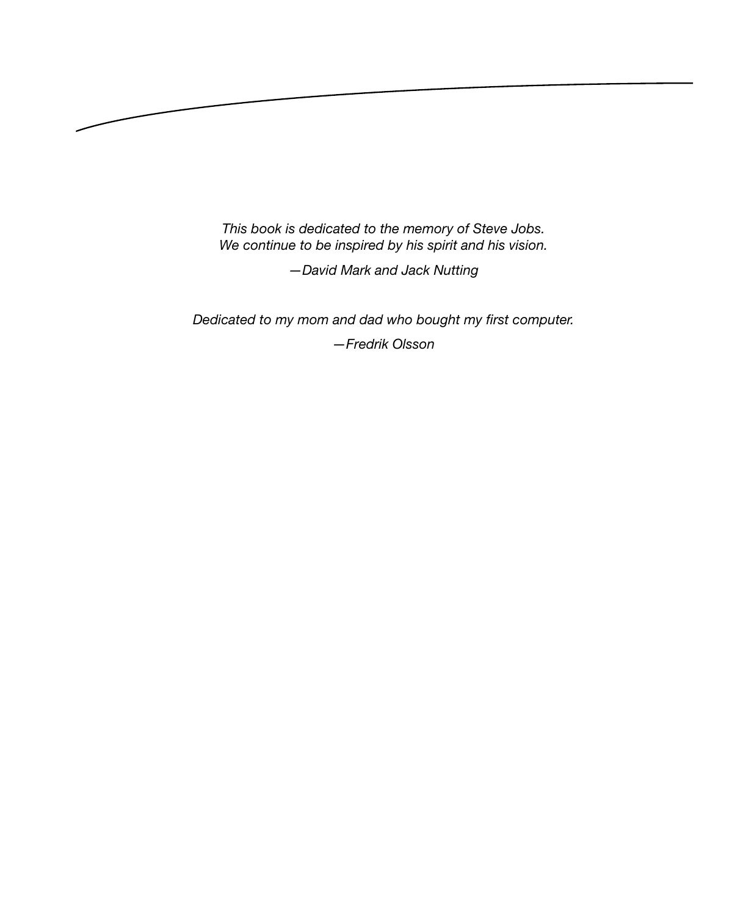*This book is dedicated to the memory of Steve Jobs.*
*We continue to be inspired by his spirit and his vision.*

*—David Mark and Jack Nutting*

*Dedicated to my mom and dad who bought my first computer.*

*—Fredrik Olsson*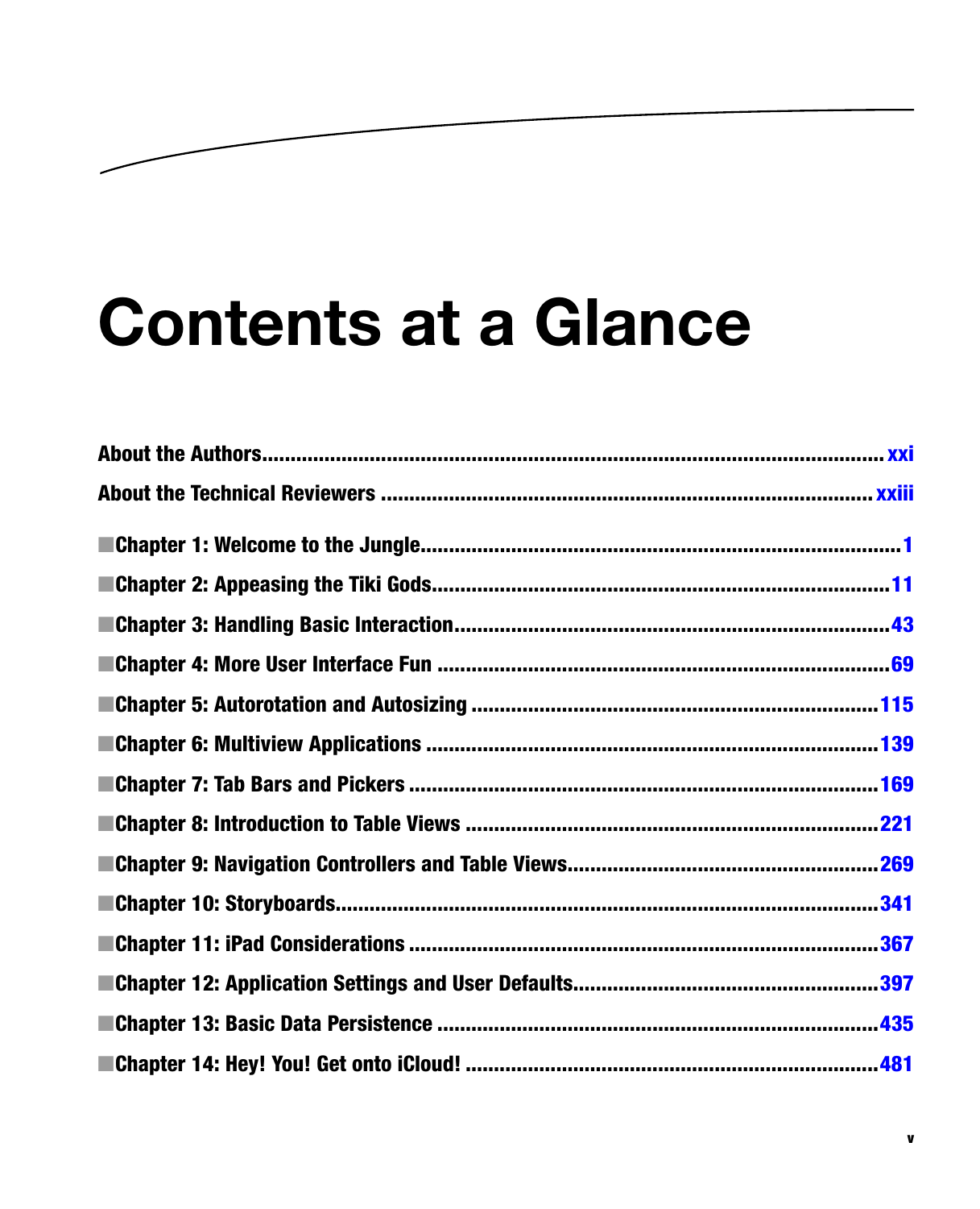# Contents at a Glance

**About the Authors** .......... xxi

**About the Technical Reviewers** .......... xxiii

■ **Chapter 1: Welcome to the Jungle** .......... 1

■ **Chapter 2: Appeasing the Tiki Gods** .......... 11

■ **Chapter 3: Handling Basic Interaction** .......... 43

■ **Chapter 4: More User Interface Fun** .......... 69

■ **Chapter 5: Autorotation and Autosizing** .......... 115

■ **Chapter 6: Multiview Applications** .......... 139

■ **Chapter 7: Tab Bars and Pickers** .......... 169

■ **Chapter 8: Introduction to Table Views** .......... 221

■ **Chapter 9: Navigation Controllers and Table Views** .......... 269

■ **Chapter 10: Storyboards** .......... 341

■ **Chapter 11: iPad Considerations** .......... 367

■ **Chapter 12: Application Settings and User Defaults** .......... 397

■ **Chapter 13: Basic Data Persistence** .......... 435

■ **Chapter 14: Hey! You! Get onto iCloud!** .......... 481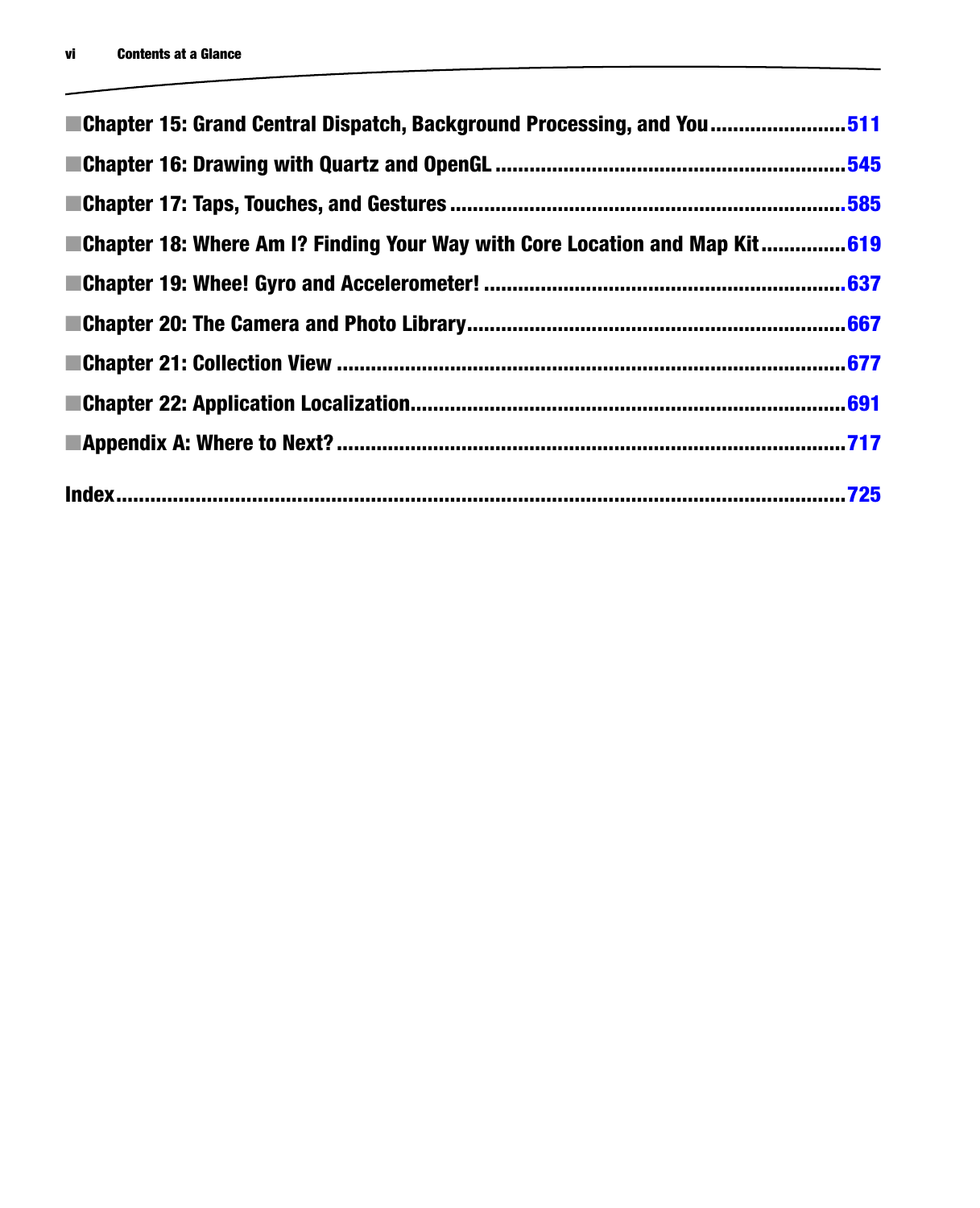■ Chapter 15: Grand Central Dispatch, Background Processing, and You ........................511

■ Chapter 16: Drawing with Quartz and OpenGL ............................................................545

■ Chapter 17: Taps, Touches, and Gestures ....................................................................585

■ Chapter 18: Where Am I? Finding Your Way with Core Location and Map Kit ..............619

■ Chapter 19: Whee! Gyro and Accelerometer! .............................................................637

■ Chapter 20: The Camera and Photo Library.................................................................667

■ Chapter 21: Collection View .........................................................................................677

■ Chapter 22: Application Localization...........................................................................691

■ Appendix A: Where to Next? ........................................................................................717

Index.................................................................................................................................725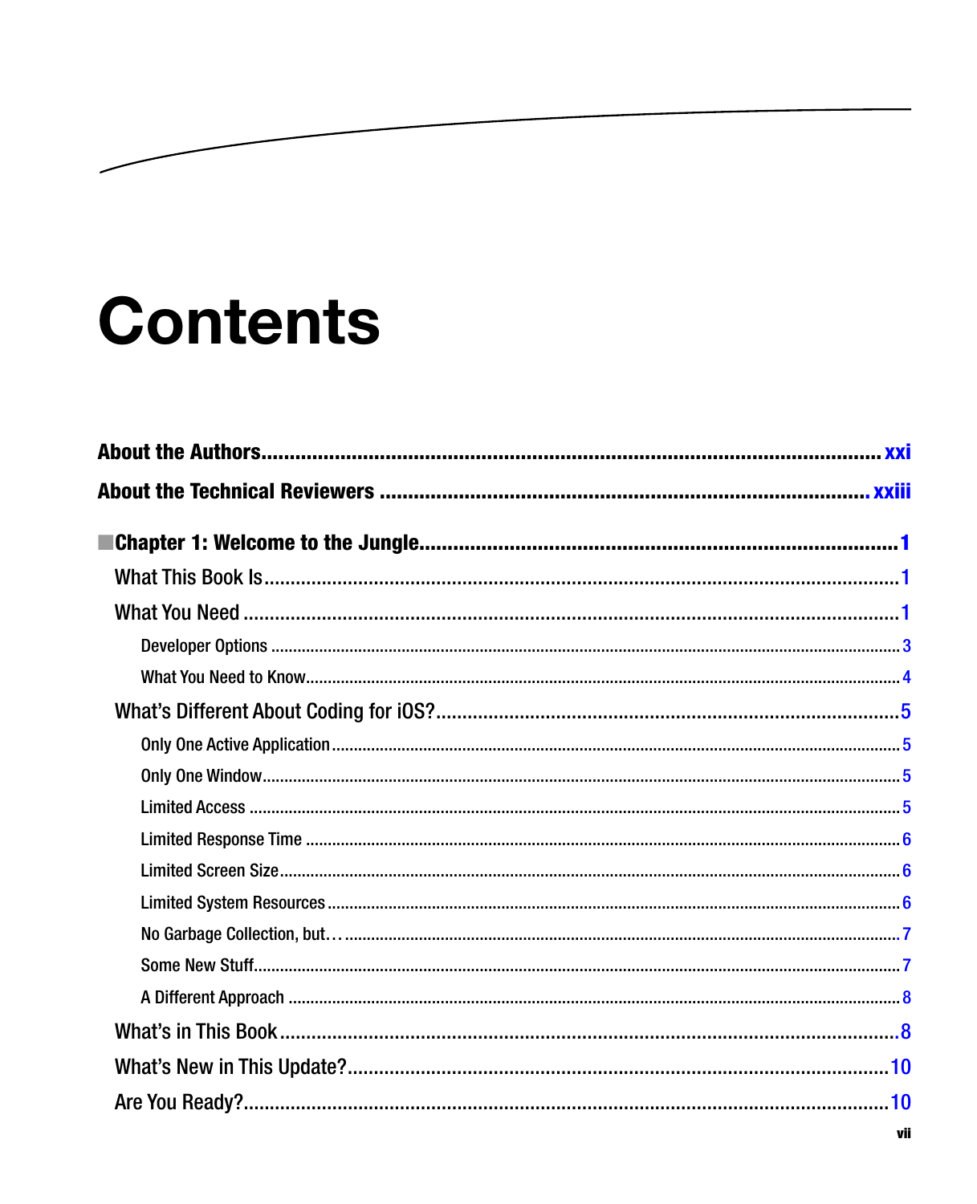# Contents

**About the Authors ........................................................................ xxi**

**About the Technical Reviewers ........................................................ xxiii**

**■Chapter 1: Welcome to the Jungle ....................................................... 1**

What This Book Is ........................................................................ 1

What You Need ........................................................................ 1

- Developer Options ........................................................................ 3
- What You Need to Know ........................................................................ 4

What's Different About Coding for iOS? ........................................................................ 5

- Only One Active Application ........................................................................ 5
- Only One Window ........................................................................ 5
- Limited Access ........................................................................ 5
- Limited Response Time ........................................................................ 6
- Limited Screen Size ........................................................................ 6
- Limited System Resources ........................................................................ 6
- No Garbage Collection, but… ........................................................................ 7
- Some New Stuff ........................................................................ 7
- A Different Approach ........................................................................ 8

What's in This Book ........................................................................ 8

What's New in This Update? ........................................................................ 10

Are You Ready? ........................................................................ 10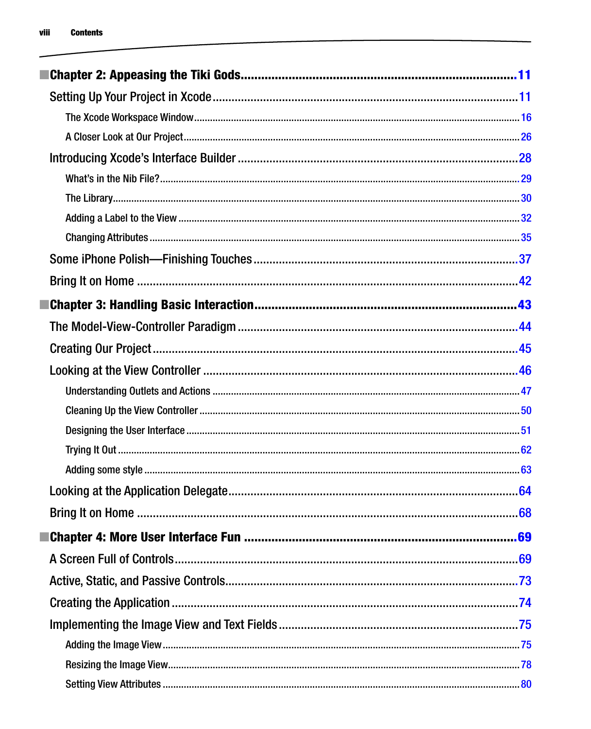■ **Chapter 2: Appeasing the Tiki Gods** .......... 11

Setting Up Your Project in Xcode .......... 11

The Xcode Workspace Window .......... 16

A Closer Look at Our Project .......... 26

Introducing Xcode's Interface Builder .......... 28

What's in the Nib File? .......... 29

The Library .......... 30

Adding a Label to the View .......... 32

Changing Attributes .......... 35

Some iPhone Polish—Finishing Touches .......... 37

Bring It on Home .......... 42

■ **Chapter 3: Handling Basic Interaction** .......... 43

The Model-View-Controller Paradigm .......... 44

Creating Our Project .......... 45

Looking at the View Controller .......... 46

Understanding Outlets and Actions .......... 47

Cleaning Up the View Controller .......... 50

Designing the User Interface .......... 51

Trying It Out .......... 62

Adding some style .......... 63

Looking at the Application Delegate .......... 64

Bring It on Home .......... 68

■ **Chapter 4: More User Interface Fun** .......... 69

A Screen Full of Controls .......... 69

Active, Static, and Passive Controls .......... 73

Creating the Application .......... 74

Implementing the Image View and Text Fields .......... 75

Adding the Image View .......... 75

Resizing the Image View .......... 78

Setting View Attributes .......... 80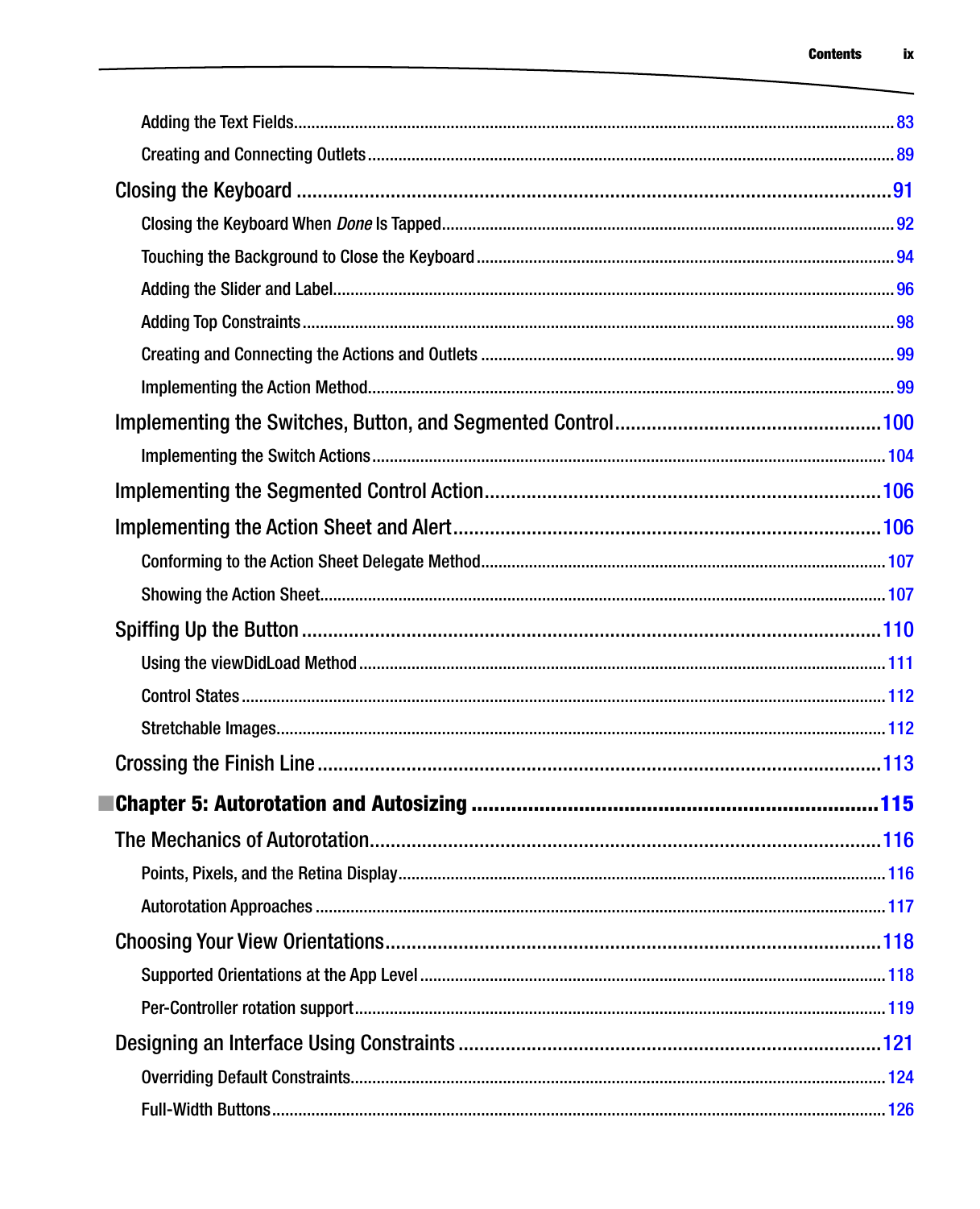Adding the Text Fields........................................................................................................83

Creating and Connecting Outlets........................................................................................89

Closing the Keyboard ........................................................................................................91

Closing the Keyboard When *Done* Is Tapped........................................................................92

Touching the Background to Close the Keyboard ..................................................................94

Adding the Slider and Label................................................................................................96

Adding Top Constraints ......................................................................................................98

Creating and Connecting the Actions and Outlets ..................................................................99

Implementing the Action Method..........................................................................................99

Implementing the Switches, Button, and Segmented Control ..............................................100

Implementing the Switch Actions ......................................................................................104

Implementing the Segmented Control Action......................................................................106

Implementing the Action Sheet and Alert...........................................................................106

Conforming to the Action Sheet Delegate Method................................................................107

Showing the Action Sheet..................................................................................................107

Spiffing Up the Button ......................................................................................................110

Using the viewDidLoad Method ..........................................................................................111

Control States ..................................................................................................................112

Stretchable Images...........................................................................................................112

Crossing the Finish Line ...................................................................................................113

**Chapter 5: Autorotation and Autosizing .......................................................................115**

The Mechanics of Autorotation...........................................................................................116

Points, Pixels, and the Retina Display.................................................................................116

Autorotation Approaches ...................................................................................................117

Choosing Your View Orientations........................................................................................118

Supported Orientations at the App Level ............................................................................118

Per-Controller rotation support..........................................................................................119

Designing an Interface Using Constraints ..........................................................................121

Overriding Default Constraints...........................................................................................124

Full-Width Buttons............................................................................................................126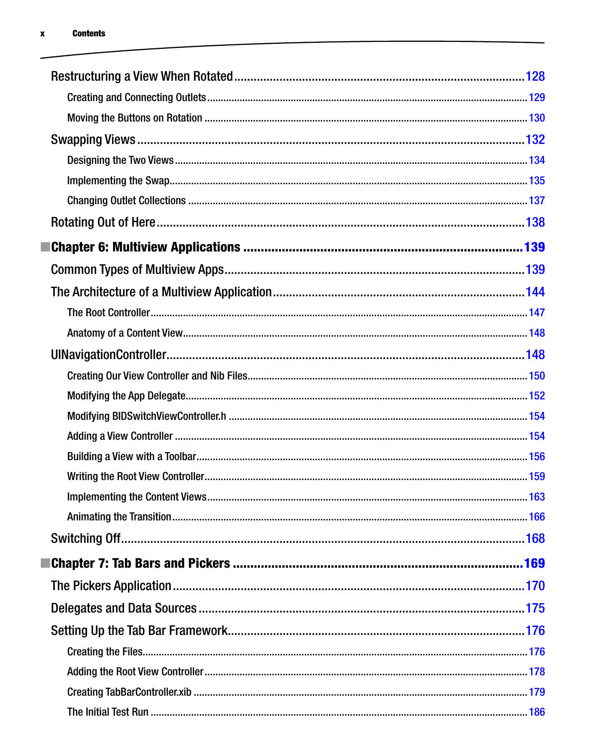Restructuring a View When Rotated ........................................................................................128

Creating and Connecting Outlets .......................................................................................129

Moving the Buttons on Rotation ........................................................................................130

Swapping Views .........................................................................................................................132

Designing the Two Views ...................................................................................................134

Implementing the Swap.......................................................................................................135

Changing Outlet Collections ..............................................................................................137

Rotating Out of Here ...................................................................................................................138

**■Chapter 6: Multiview Applications ...........................................................................139**

Common Types of Multiview Apps ...........................................................................................139

The Architecture of a Multiview Application ...........................................................................144

The Root Controller .............................................................................................................147

Anatomy of a Content View.................................................................................................148

UINavigationController ..............................................................................................................148

Creating Our View Controller and Nib Files........................................................................150

Modifying the App Delegate ...............................................................................................152

Modifying BIDSwitchViewController.h ................................................................................154

Adding a View Controller ....................................................................................................154

Building a View with a Toolbar............................................................................................156

Writing the Root View Controller........................................................................................159

Implementing the Content Views.......................................................................................163

Animating the Transition.....................................................................................................166

Switching Off..............................................................................................................................168

**■Chapter 7: Tab Bars and Pickers ..............................................................................169**

The Pickers Application .............................................................................................................170

Delegates and Data Sources ......................................................................................................175

Setting Up the Tab Bar Framework...........................................................................................176

Creating the Files................................................................................................................176

Adding the Root View Controller .......................................................................................178

Creating TabBarController.xib ............................................................................................179

The Initial Test Run ............................................................................................................186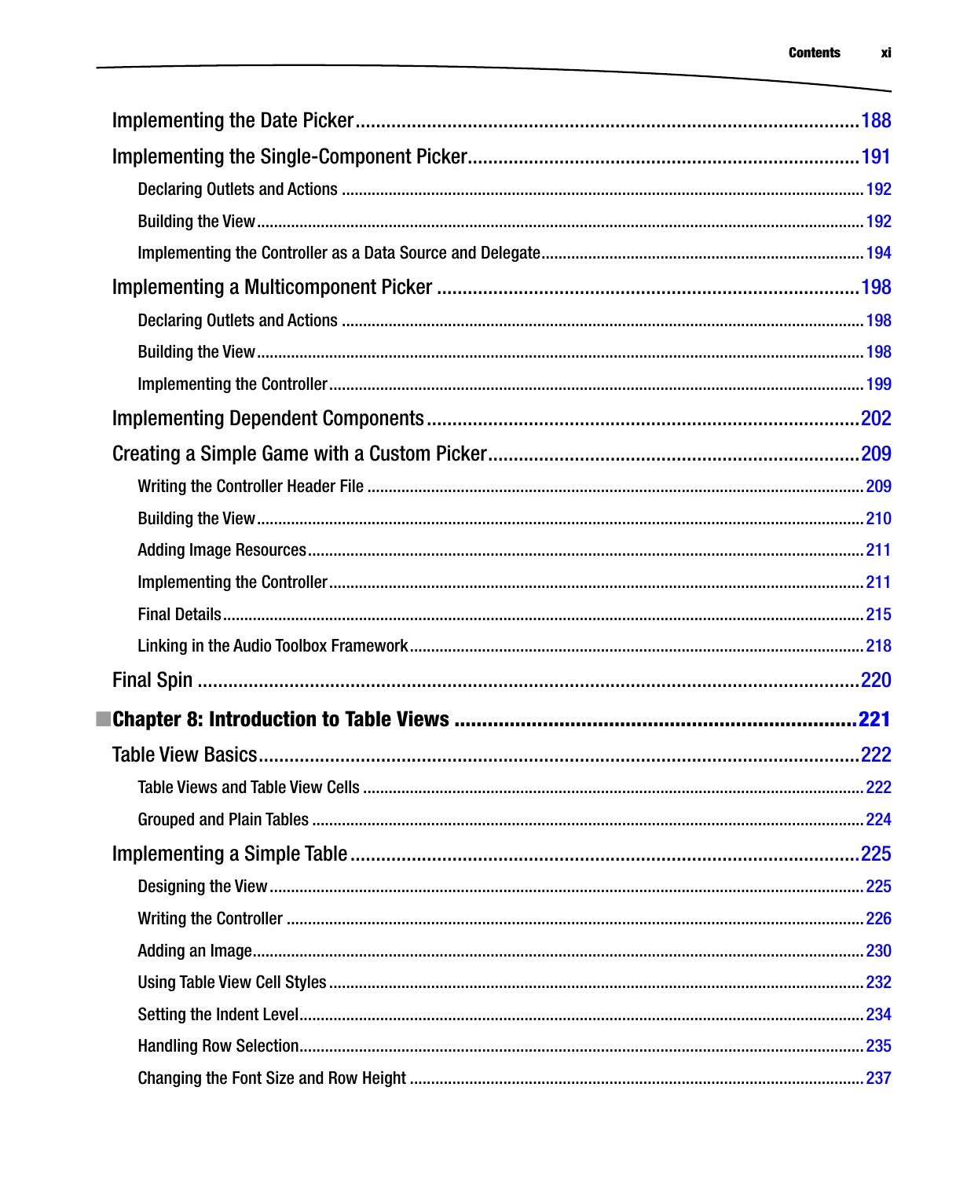Implementing the Date Picker ........................................................ 188

Implementing the Single-Component Picker ........................................ 191

- Declaring Outlets and Actions ........................................................ 192
- Building the View ........................................................ 192
- Implementing the Controller as a Data Source and Delegate ........................................ 194

Implementing a Multicomponent Picker ........................................................ 198

- Declaring Outlets and Actions ........................................................ 198
- Building the View ........................................................ 198
- Implementing the Controller ........................................................ 199

Implementing Dependent Components ........................................................ 202

Creating a Simple Game with a Custom Picker ........................................ 209

- Writing the Controller Header File ........................................................ 209
- Building the View ........................................................ 210
- Adding Image Resources ........................................................ 211
- Implementing the Controller ........................................................ 211
- Final Details ........................................................ 215
- Linking in the Audio Toolbox Framework ........................................................ 218

Final Spin ........................................................ 220

**Chapter 8: Introduction to Table Views ........................................................ 221**

Table View Basics ........................................................ 222

- Table Views and Table View Cells ........................................................ 222
- Grouped and Plain Tables ........................................................ 224

Implementing a Simple Table ........................................................ 225

- Designing the View ........................................................ 225
- Writing the Controller ........................................................ 226
- Adding an Image ........................................................ 230
- Using Table View Cell Styles ........................................................ 232
- Setting the Indent Level ........................................................ 234
- Handling Row Selection ........................................................ 235
- Changing the Font Size and Row Height ........................................................ 237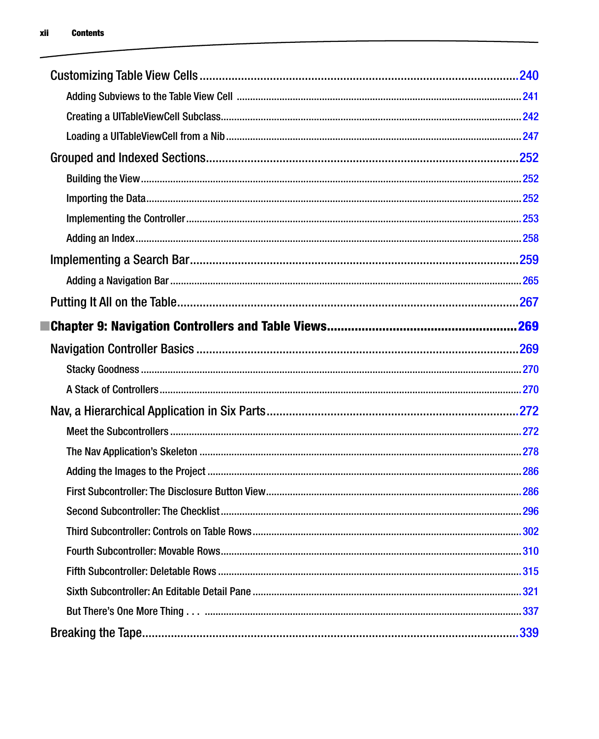Customizing Table View Cells ........................................................................................240

Adding Subviews to the Table View Cell ........................................................................241

Creating a UITableViewCell Subclass..............................................................................242

Loading a UITableViewCell from a Nib ............................................................................247

Grouped and Indexed Sections.......................................................................................252

Building the View...........................................................................................................252

Importing the Data.........................................................................................................252

Implementing the Controller...........................................................................................253

Adding an Index.............................................................................................................258

Implementing a Search Bar.............................................................................................259

Adding a Navigation Bar ................................................................................................265

Putting It All on the Table...............................................................................................267

**■Chapter 9: Navigation Controllers and Table Views.....................................................269**

Navigation Controller Basics ..........................................................................................269

Stacky Goodness ...........................................................................................................270

A Stack of Controllers.....................................................................................................270

Nav, a Hierarchical Application in Six Parts...................................................................272

Meet the Subcontrollers .................................................................................................272

The Nav Application's Skeleton ......................................................................................278

Adding the Images to the Project ...................................................................................286

First Subcontroller: The Disclosure Button View.............................................................286

Second Subcontroller: The Checklist...............................................................................296

Third Subcontroller: Controls on Table Rows..................................................................302

Fourth Subcontroller: Movable Rows..............................................................................310

Fifth Subcontroller: Deletable Rows ...............................................................................315

Sixth Subcontroller: An Editable Detail Pane ..................................................................321

But There's One More Thing . . . .....................................................................................337

Breaking the Tape...........................................................................................................339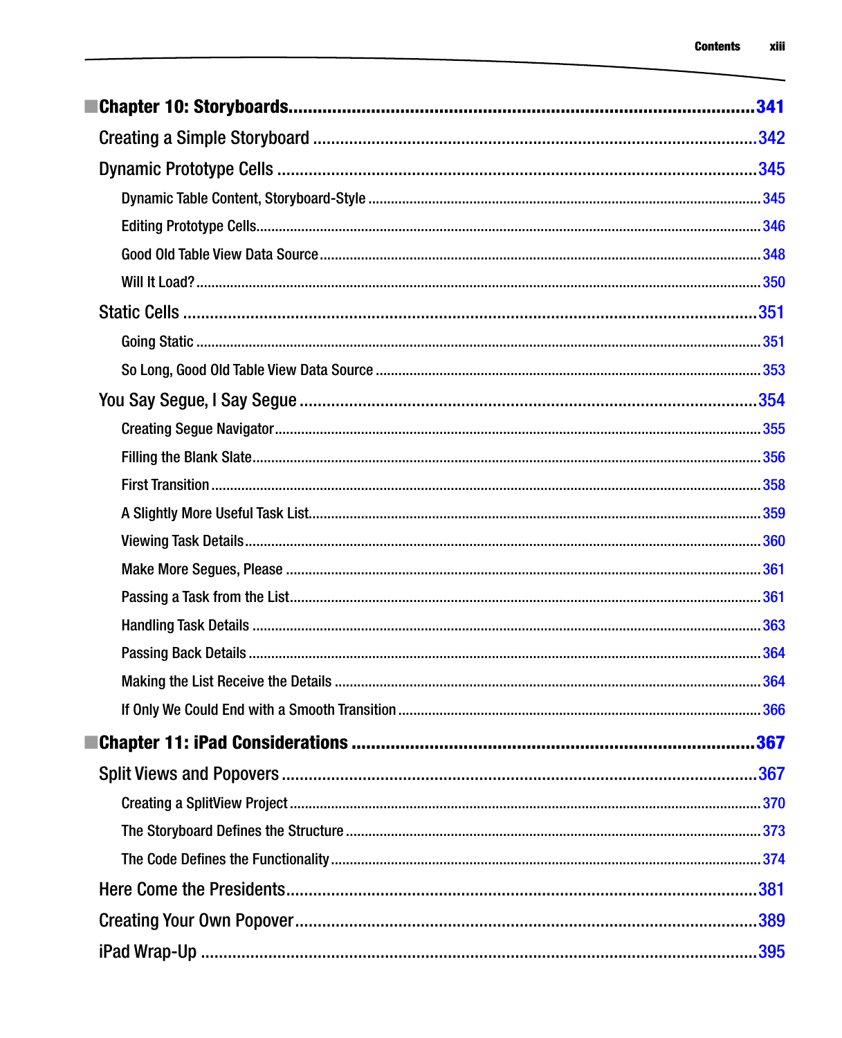- **Chapter 10: Storyboards** .......... 341
  - Creating a Simple Storyboard .......... 342
  - Dynamic Prototype Cells .......... 345
    - Dynamic Table Content, Storyboard-Style .......... 345
    - Editing Prototype Cells .......... 346
    - Good Old Table View Data Source .......... 348
    - Will It Load? .......... 350
  - Static Cells .......... 351
    - Going Static .......... 351
    - So Long, Good Old Table View Data Source .......... 353
  - You Say Segue, I Say Segue .......... 354
    - Creating Segue Navigator .......... 355
    - Filling the Blank Slate .......... 356
    - First Transition .......... 358
    - A Slightly More Useful Task List .......... 359
    - Viewing Task Details .......... 360
    - Make More Segues, Please .......... 361
    - Passing a Task from the List .......... 361
    - Handling Task Details .......... 363
    - Passing Back Details .......... 364
    - Making the List Receive the Details .......... 364
    - If Only We Could End with a Smooth Transition .......... 366
- **Chapter 11: iPad Considerations** .......... 367
  - Split Views and Popovers .......... 367
    - Creating a SplitView Project .......... 370
    - The Storyboard Defines the Structure .......... 373
    - The Code Defines the Functionality .......... 374
  - Here Come the Presidents .......... 381
  - Creating Your Own Popover .......... 389
  - iPad Wrap-Up .......... 395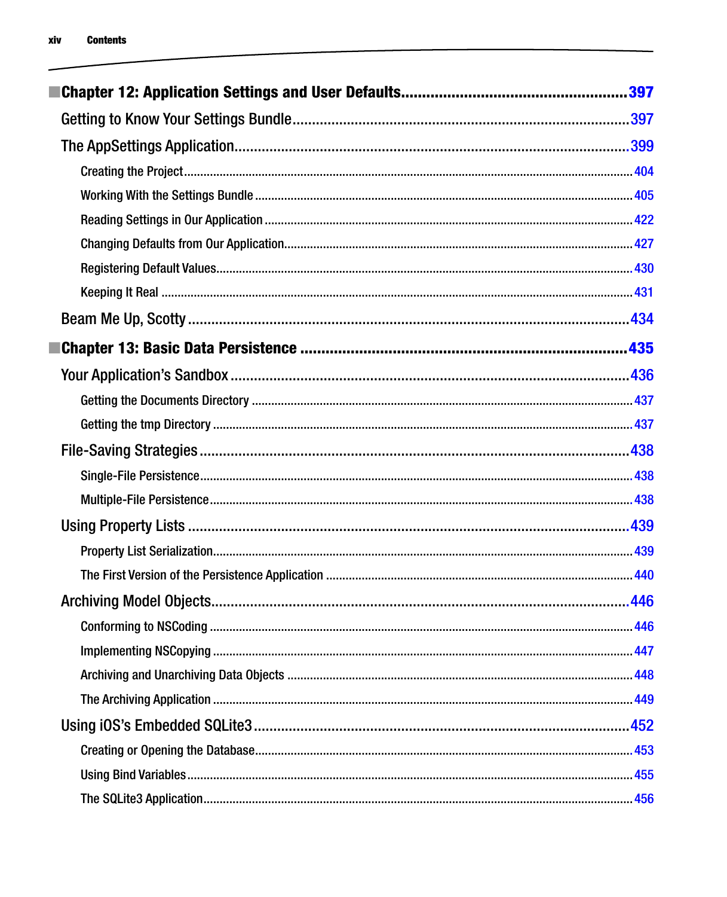■ **Chapter 12: Application Settings and User Defaults** ..... 397

Getting to Know Your Settings Bundle ..... 397

The AppSettings Application ..... 399

- Creating the Project ..... 404
- Working With the Settings Bundle ..... 405
- Reading Settings in Our Application ..... 422
- Changing Defaults from Our Application ..... 427
- Registering Default Values ..... 430
- Keeping It Real ..... 431

Beam Me Up, Scotty ..... 434

■ **Chapter 13: Basic Data Persistence** ..... 435

Your Application's Sandbox ..... 436

- Getting the Documents Directory ..... 437
- Getting the tmp Directory ..... 437

File-Saving Strategies ..... 438

- Single-File Persistence ..... 438
- Multiple-File Persistence ..... 438

Using Property Lists ..... 439

- Property List Serialization ..... 439
- The First Version of the Persistence Application ..... 440

Archiving Model Objects ..... 446

- Conforming to NSCoding ..... 446
- Implementing NSCopying ..... 447
- Archiving and Unarchiving Data Objects ..... 448
- The Archiving Application ..... 449

Using iOS's Embedded SQLite3 ..... 452

- Creating or Opening the Database ..... 453
- Using Bind Variables ..... 455
- The SQLite3 Application ..... 456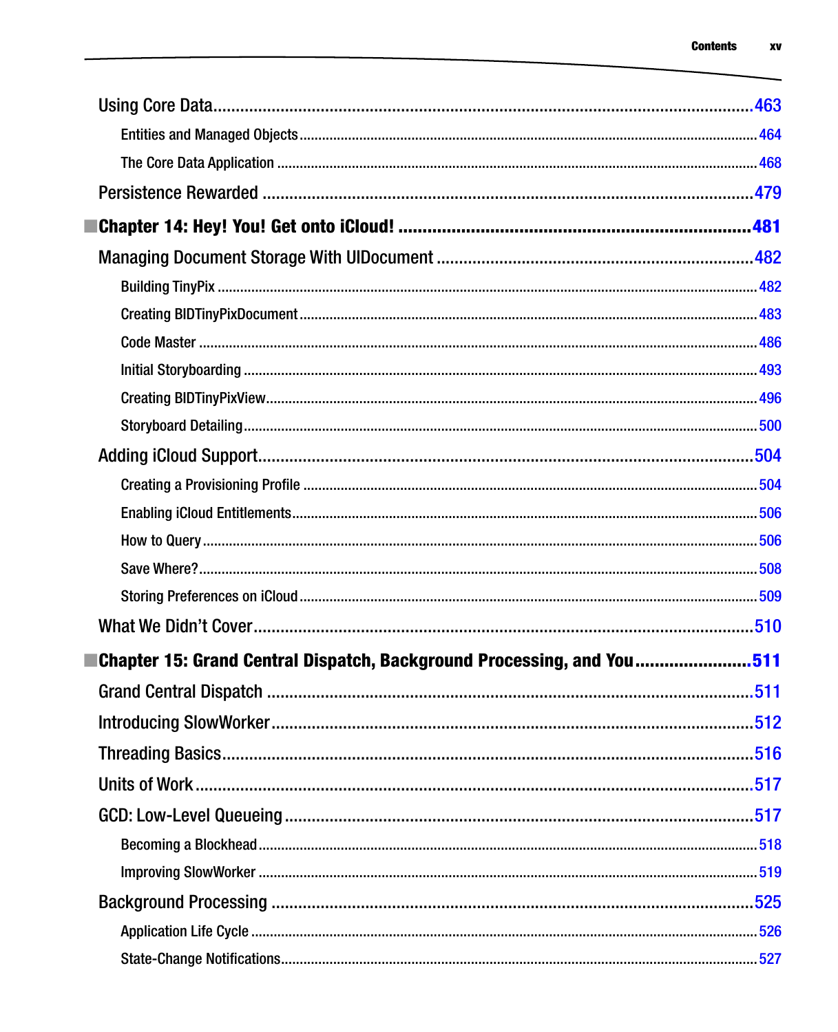Using Core Data ........................................................................................................ 463

- Entities and Managed Objects ........................................................................................ 464
- The Core Data Application ............................................................................................ 468

Persistence Rewarded ............................................................................................... 479

**■Chapter 14: Hey! You! Get onto iCloud! ........................................................................ 481**

Managing Document Storage With UIDocument ...................................................................... 482

- Building TinyPix .............................................................................................................. 482
- Creating BIDTinyPixDocument ........................................................................................ 483
- Code Master .................................................................................................................... 486
- Initial Storyboarding ........................................................................................................ 493
- Creating BIDTinyPixView .................................................................................................. 496
- Storyboard Detailing ........................................................................................................ 500

Adding iCloud Support ............................................................................................... 504

- Creating a Provisioning Profile ........................................................................................ 504
- Enabling iCloud Entitlements .......................................................................................... 506
- How to Query .................................................................................................................. 506
- Save Where? ................................................................................................................... 508
- Storing Preferences on iCloud ......................................................................................... 509

What We Didn't Cover ................................................................................................ 510

**■Chapter 15: Grand Central Dispatch, Background Processing, and You ....................... 511**

Grand Central Dispatch ............................................................................................... 511

Introducing SlowWorker .............................................................................................. 512

Threading Basics ......................................................................................................... 516

Units of Work ............................................................................................................... 517

GCD: Low-Level Queueing .......................................................................................... 517

- Becoming a Blockhead .................................................................................................... 518
- Improving SlowWorker ..................................................................................................... 519

Background Processing .............................................................................................. 525

- Application Life Cycle ..................................................................................................... 526
- State-Change Notifications .............................................................................................. 527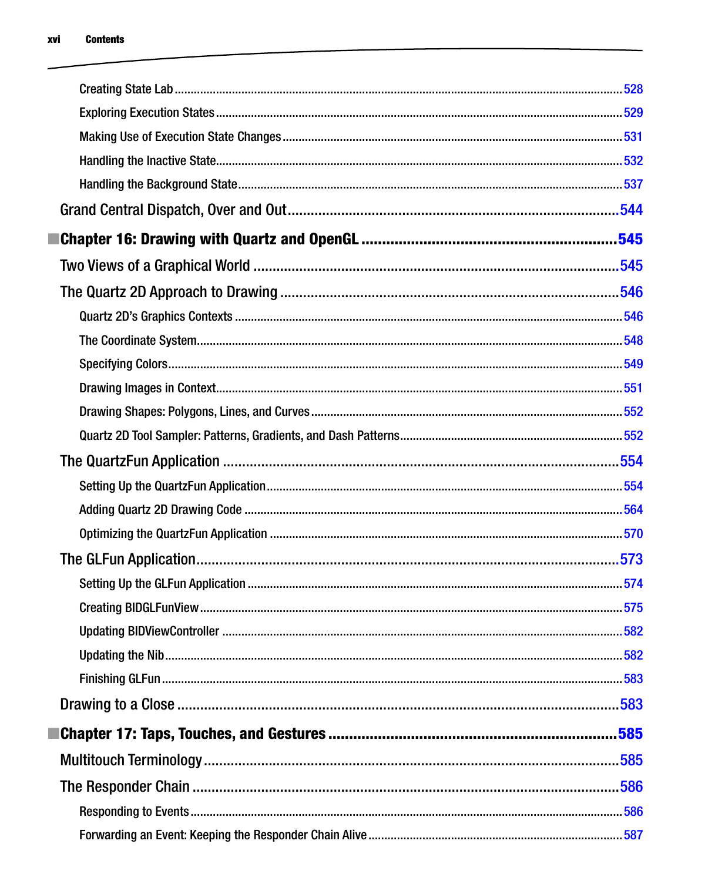Creating State Lab ........................................................................................................................... 528

Exploring Execution States ............................................................................................................... 529

Making Use of Execution State Changes ............................................................................................ 531

Handling the Inactive State................................................................................................................ 532

Handling the Background State ......................................................................................................... 537

Grand Central Dispatch, Over and Out.....................................................................................544

■ **Chapter 16: Drawing with Quartz and OpenGL ...........................................................545**

Two Views of a Graphical World ...............................................................................................545

The Quartz 2D Approach to Drawing ........................................................................................546

Quartz 2D's Graphics Contexts ......................................................................................................... 546

The Coordinate System..................................................................................................................... 548

Specifying Colors.............................................................................................................................. 549

Drawing Images in Context................................................................................................................ 551

Drawing Shapes: Polygons, Lines, and Curves ................................................................................. 552

Quartz 2D Tool Sampler: Patterns, Gradients, and Dash Patterns..................................................... 552

The QuartzFun Application .......................................................................................................554

Setting Up the QuartzFun Application................................................................................................ 554

Adding Quartz 2D Drawing Code ...................................................................................................... 564

Optimizing the QuartzFun Application .............................................................................................. 570

The GLFun Application.............................................................................................................573

Setting Up the GLFun Application ..................................................................................................... 574

Creating BIDGLFunView.................................................................................................................... 575

Updating BIDViewController ............................................................................................................. 582

Updating the Nib................................................................................................................................ 582

Finishing GLFun................................................................................................................................. 583

Drawing to a Close ...................................................................................................................583

■ **Chapter 17: Taps, Touches, and Gestures ...................................................................585**

Multitouch Terminology............................................................................................................585

The Responder Chain ...............................................................................................................586

Responding to Events....................................................................................................................... 586

Forwarding an Event: Keeping the Responder Chain Alive ............................................................... 587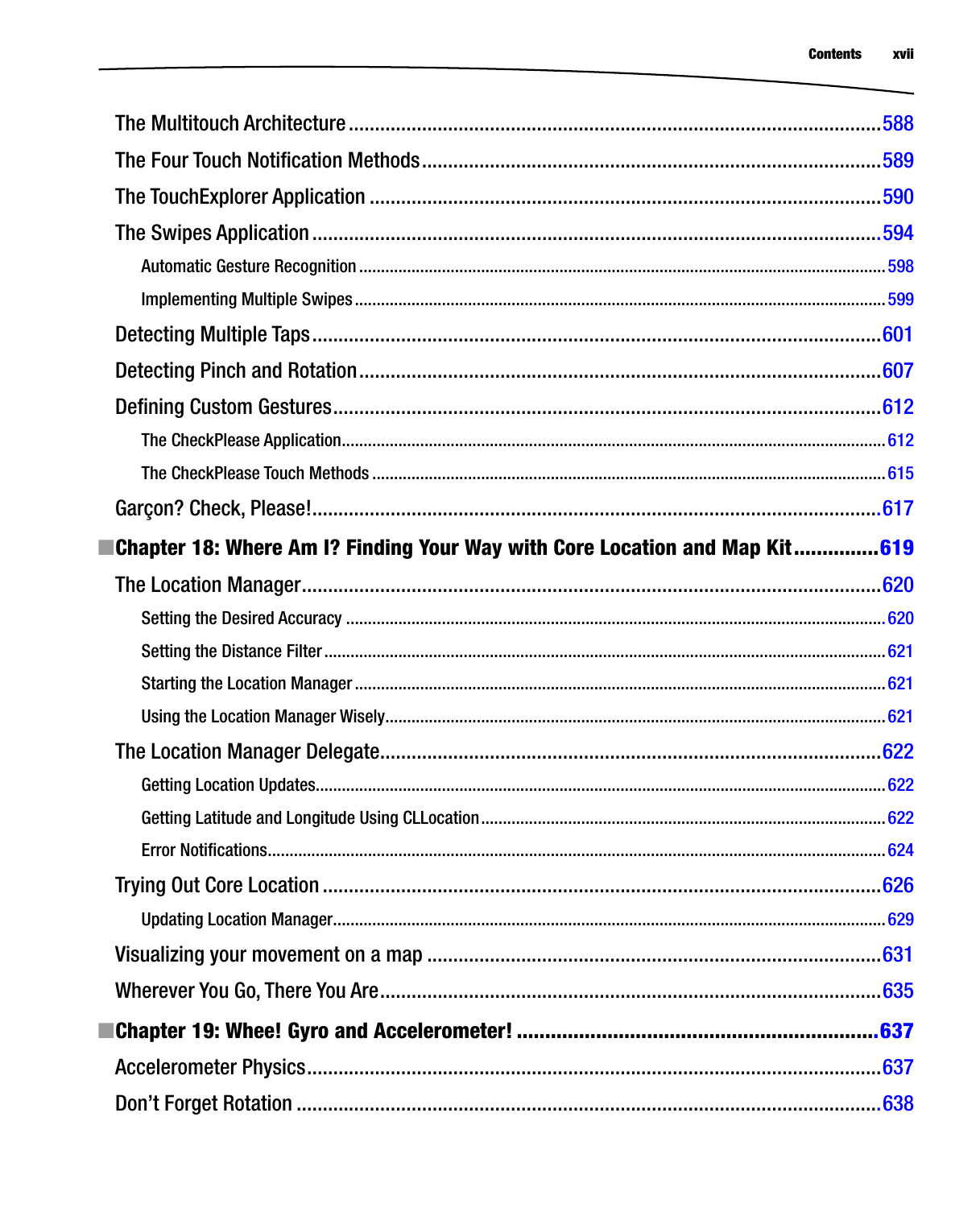The Multitouch Architecture ....................................................................................588

The Four Touch Notification Methods .......................................................................589

The TouchExplorer Application ................................................................................590

The Swipes Application ...........................................................................................594

- Automatic Gesture Recognition ......................................................................................598
- Implementing Multiple Swipes .........................................................................................599

Detecting Multiple Taps ...........................................................................................601

Detecting Pinch and Rotation ..................................................................................607

Defining Custom Gestures ........................................................................................612

- The CheckPlease Application...........................................................................................612
- The CheckPlease Touch Methods .....................................................................................615

Garçon? Check, Please!..............................................................................................617

**■ Chapter 18: Where Am I? Finding Your Way with Core Location and Map Kit ..............619**

The Location Manager................................................................................................620

- Setting the Desired Accuracy ..........................................................................................620
- Setting the Distance Filter ...............................................................................................621
- Starting the Location Manager ........................................................................................621
- Using the Location Manager Wisely..................................................................................621

The Location Manager Delegate...............................................................................622

- Getting Location Updates..................................................................................................622
- Getting Latitude and Longitude Using CLLocation ............................................................622
- Error Notifications.............................................................................................................624

Trying Out Core Location ..........................................................................................626

- Updating Location Manager..............................................................................................629

Visualizing your movement on a map ......................................................................631

Wherever You Go, There You Are...............................................................................635

**■ Chapter 19: Whee! Gyro and Accelerometer! ...............................................................637**

Accelerometer Physics...............................................................................................637

Don't Forget Rotation .................................................................................................638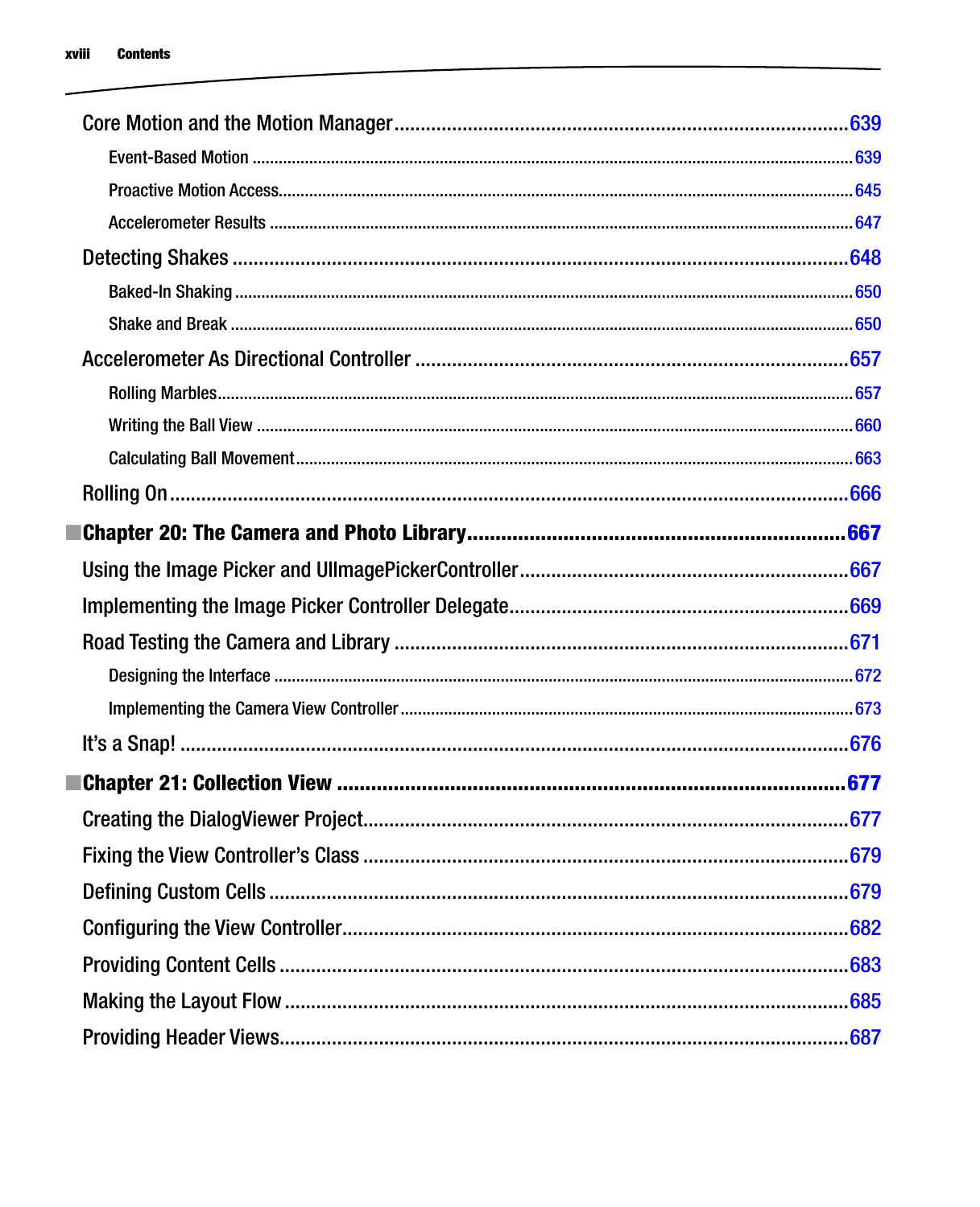Core Motion and the Motion Manager....................................................................................639

Event-Based Motion ......................................................................................................639

Proactive Motion Access.................................................................................................645

Accelerometer Results ...................................................................................................647

Detecting Shakes .........................................................................................................648

Baked-In Shaking ..........................................................................................................650

Shake and Break ...........................................................................................................650

Accelerometer As Directional Controller ..................................................................657

Rolling Marbles..............................................................................................................657

Writing the Ball View .....................................................................................................660

Calculating Ball Movement.............................................................................................663

Rolling On.......................................................................................................................666

■ **Chapter 20: The Camera and Photo Library.................................................................667**

Using the Image Picker and UIImagePickerController..............................................................667

Implementing the Image Picker Controller Delegate.................................................................669

Road Testing the Camera and Library ....................................................................................671

Designing the Interface ..................................................................................................672

Implementing the Camera View Controller.......................................................................673

It's a Snap! ........................................................................................................................676

■ **Chapter 21: Collection View .........................................................................................677**

Creating the DialogViewer Project..........................................................................................677

Fixing the View Controller's Class .........................................................................................679

Defining Custom Cells ..........................................................................................................679

Configuring the View Controller.............................................................................................682

Providing Content Cells ........................................................................................................683

Making the Layout Flow .......................................................................................................685

Providing Header Views.........................................................................................................687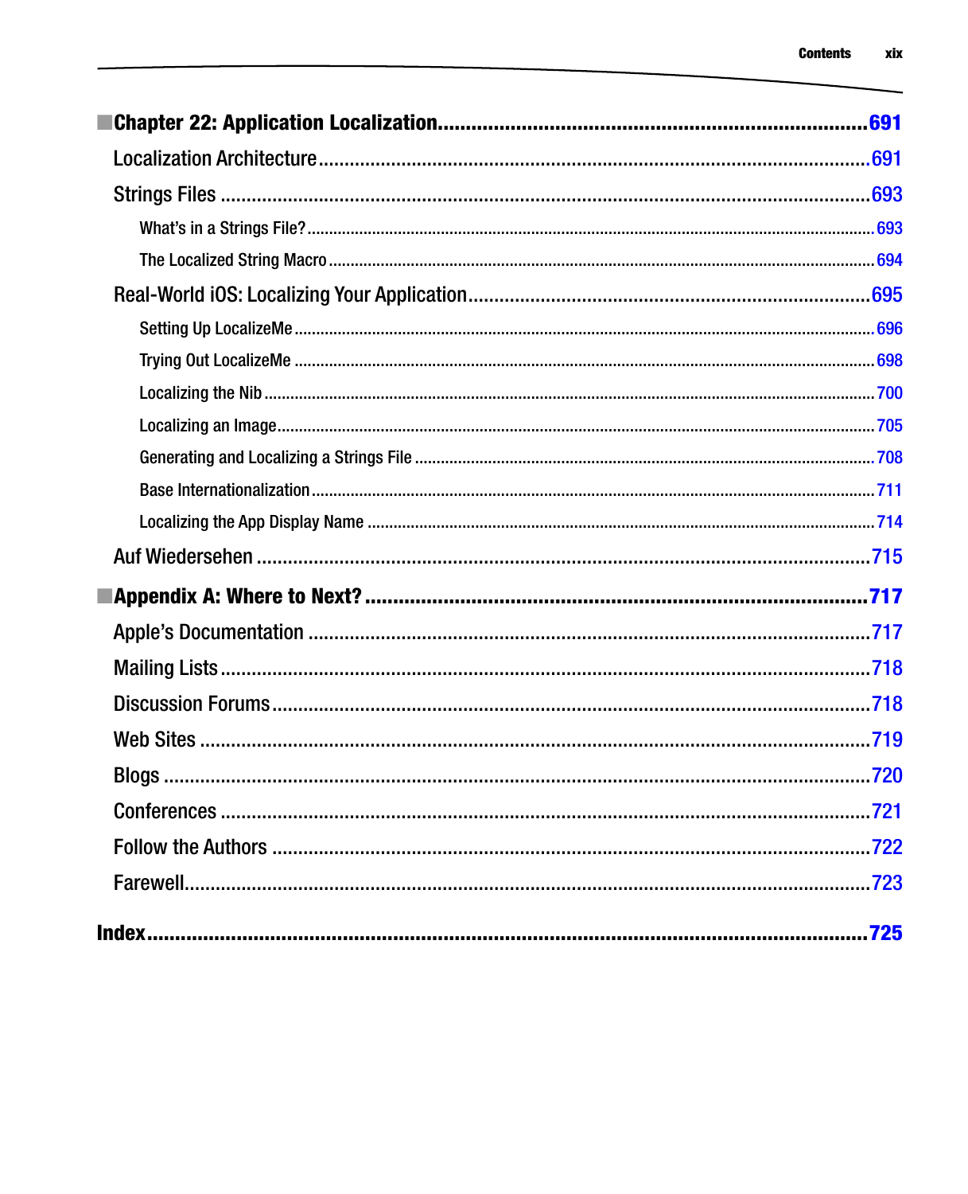- **Chapter 22: Application Localization....................................................691**
  - Localization Architecture.................................................................691
  - Strings Files ...........................................................................................693
    - What's in a Strings File?....................................................................693
    - The Localized String Macro ..............................................................694
  - Real-World iOS: Localizing Your Application.......................................695
    - Setting Up LocalizeMe.......................................................................696
    - Trying Out LocalizeMe .......................................................................698
    - Localizing the Nib ..............................................................................700
    - Localizing an Image............................................................................705
    - Generating and Localizing a Strings File ..........................................708
    - Base Internationalization....................................................................711
    - Localizing the App Display Name .....................................................714
  - Auf Wiedersehen ....................................................................................715
- **Appendix A: Where to Next? ..................................................................717**
  - Apple's Documentation .........................................................................717
  - Mailing Lists............................................................................................718
  - Discussion Forums..................................................................................718
  - Web Sites ...............................................................................................719
  - Blogs .......................................................................................................720
  - Conferences ...........................................................................................721
  - Follow the Authors .................................................................................722
  - Farewell...................................................................................................723

**Index.........................................................................................................725**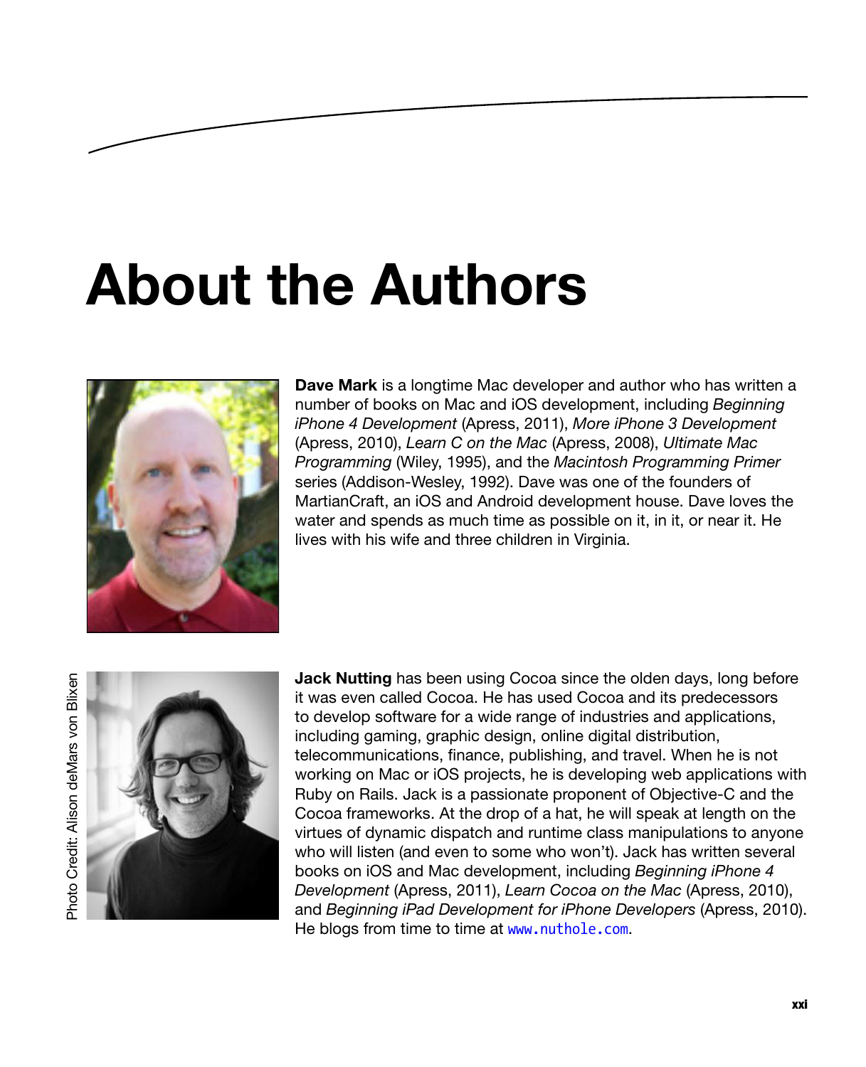# About the Authors

**Dave Mark** is a longtime Mac developer and author who has written a number of books on Mac and iOS development, including *Beginning iPhone 4 Development* (Apress, 2011), *More iPhone 3 Development* (Apress, 2010), *Learn C on the Mac* (Apress, 2008), *Ultimate Mac Programming* (Wiley, 1995), and the *Macintosh Programming Primer* series (Addison-Wesley, 1992). Dave was one of the founders of MartianCraft, an iOS and Android development house. Dave loves the water and spends as much time as possible on it, in it, or near it. He lives with his wife and three children in Virginia.

Photo Credit: Alison deMars von Blixen

**Jack Nutting** has been using Cocoa since the olden days, long before it was even called Cocoa. He has used Cocoa and its predecessors to develop software for a wide range of industries and applications, including gaming, graphic design, online digital distribution, telecommunications, finance, publishing, and travel. When he is not working on Mac or iOS projects, he is developing web applications with Ruby on Rails. Jack is a passionate proponent of Objective-C and the Cocoa frameworks. At the drop of a hat, he will speak at length on the virtues of dynamic dispatch and runtime class manipulations to anyone who will listen (and even to some who won't). Jack has written several books on iOS and Mac development, including *Beginning iPhone 4 Development* (Apress, 2011), *Learn Cocoa on the Mac* (Apress, 2010), and *Beginning iPad Development for iPhone Developers* (Apress, 2010). He blogs from time to time at www.nuthole.com.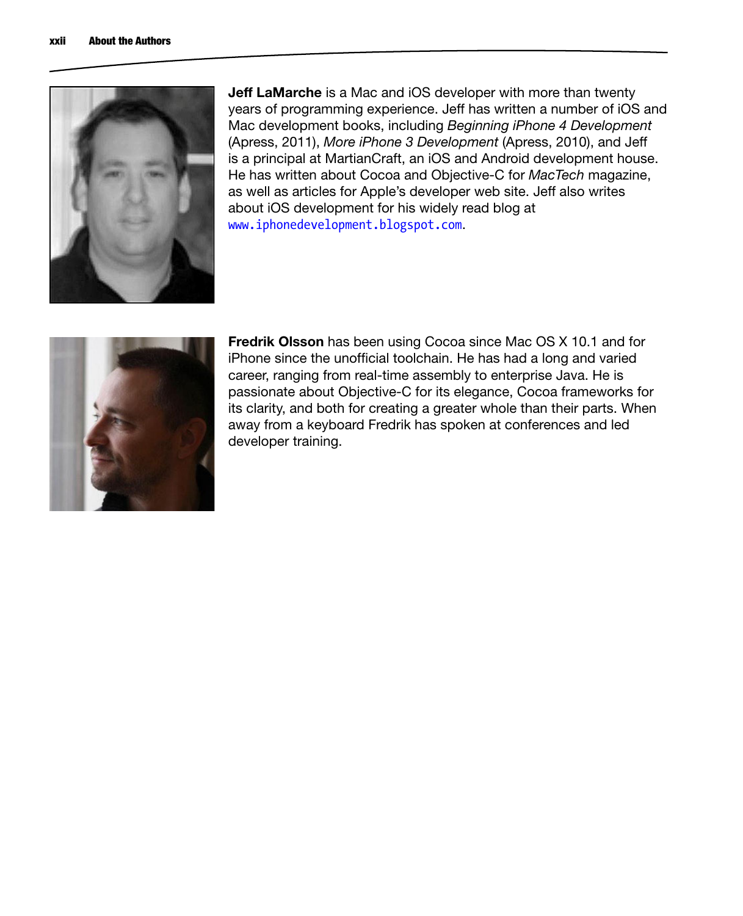**Jeff LaMarche** is a Mac and iOS developer with more than twenty years of programming experience. Jeff has written a number of iOS and Mac development books, including *Beginning iPhone 4 Development* (Apress, 2011), *More iPhone 3 Development* (Apress, 2010), and Jeff is a principal at MartianCraft, an iOS and Android development house. He has written about Cocoa and Objective-C for *MacTech* magazine, as well as articles for Apple's developer web site. Jeff also writes about iOS development for his widely read blog at www.iphonedevelopment.blogspot.com.

**Fredrik Olsson** has been using Cocoa since Mac OS X 10.1 and for iPhone since the unofficial toolchain. He has had a long and varied career, ranging from real-time assembly to enterprise Java. He is passionate about Objective-C for its elegance, Cocoa frameworks for its clarity, and both for creating a greater whole than their parts. When away from a keyboard Fredrik has spoken at conferences and led developer training.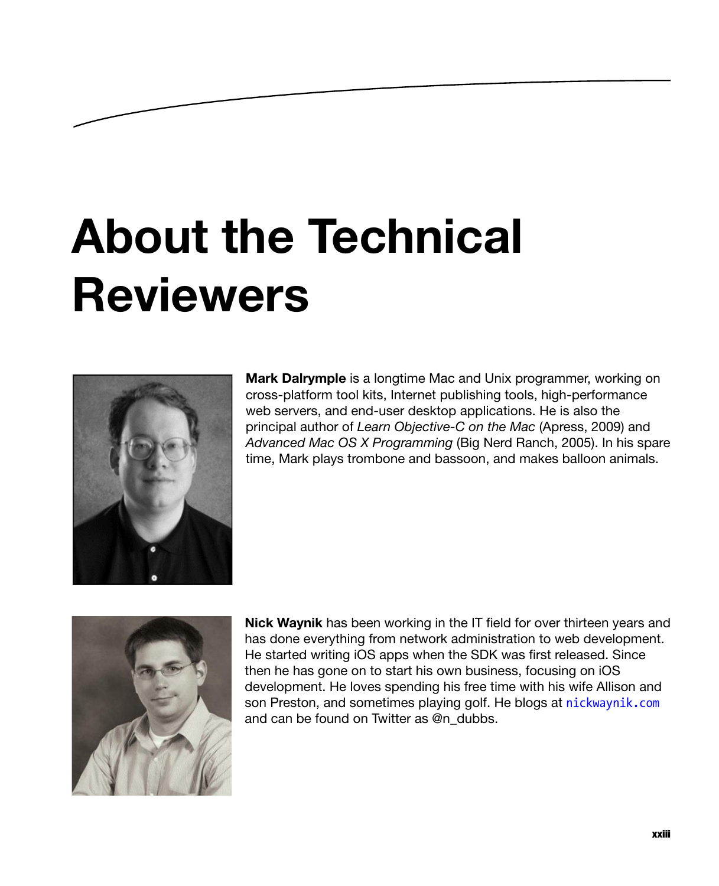# About the Technical Reviewers

**Mark Dalrymple** is a longtime Mac and Unix programmer, working on cross-platform tool kits, Internet publishing tools, high-performance web servers, and end-user desktop applications. He is also the principal author of *Learn Objective-C on the Mac* (Apress, 2009) and *Advanced Mac OS X Programming* (Big Nerd Ranch, 2005). In his spare time, Mark plays trombone and bassoon, and makes balloon animals.

**Nick Waynik** has been working in the IT field for over thirteen years and has done everything from network administration to web development. He started writing iOS apps when the SDK was first released. Since then he has gone on to start his own business, focusing on iOS development. He loves spending his free time with his wife Allison and son Preston, and sometimes playing golf. He blogs at nickwaynik.com and can be found on Twitter as @n_dubbs.